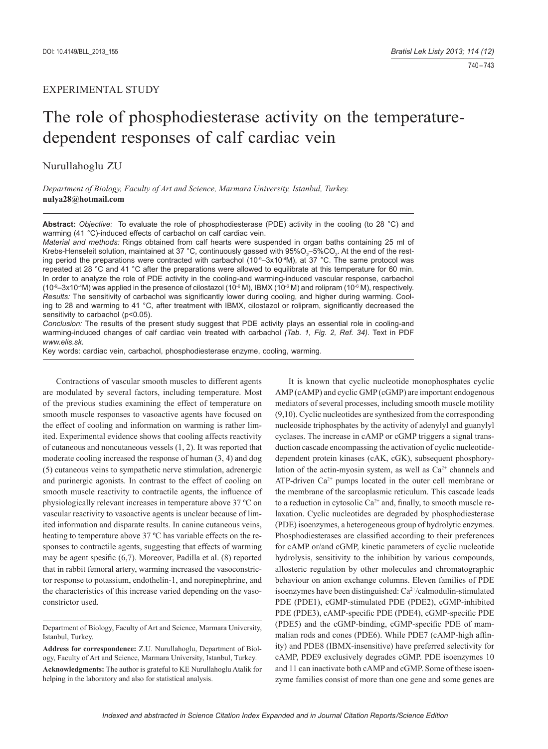EXPERIMENTAL STUDY

# The role of phosphodiesterase activity on the temperature-dependent responses of calf cardiac vein

Nurullahoglu ZU

*Department of Biology, Faculty of Art and Science, Marmara University, Istanbul, Turkey.*
**nulya28@hotmail.com**

**Abstract:** *Objective:* To evaluate the role of phosphodiesterase (PDE) activity in the cooling (to 28 °C) and warming (41 °C)-induced effects of carbachol on calf cardiac vein.
*Material and methods:* Rings obtained from calf hearts were suspended in organ baths containing 25 ml of Krebs-Henseleit solution, maintained at 37 °C, continuously gassed with 95%$O_2$–5%$CO_2$. At the end of the resting period the preparations were contracted with carbachol ($10^{-9}$–$3x10^{-4}$M), at 37 °C. The same protocol was repeated at 28 °C and 41 °C after the preparations were allowed to equilibrate at this temperature for 60 min. In order to analyze the role of PDE activity in the cooling-and warming-induced vascular response, carbachol ($10^{-9}$–$3x10^{-4}$M) was applied in the presence of cilostazol ($10^{-6}$ M), IBMX ($10^{-6}$ M) and rolipram ($10^{-6}$ M), respectively.
*Results:* The sensitivity of carbachol was significantly lower during cooling, and higher during warming. Cooling to 28 and warming to 41 °C, after treatment with IBMX, cilostazol or rolipram, significantly decreased the sensitivity to carbachol ($p<0.05$).
*Conclusion:* The results of the present study suggest that PDE activity plays an essential role in cooling-and warming-induced changes of calf cardiac vein treated with carbachol *(Tab. 1, Fig. 2, Ref. 34)*. Text in PDF *www.elis.sk.*
Key words: cardiac vein, carbachol, phosphodiesterase enzyme, cooling, warming.

Contractions of vascular smooth muscles to different agents are modulated by several factors, including temperature. Most of the previous studies examining the effect of temperature on smooth muscle responses to vasoactive agents have focused on the effect of cooling and information on warming is rather limited. Experimental evidence shows that cooling affects reactivity of cutaneous and noncutaneous vessels (1, 2). It was reported that moderate cooling increased the response of human (3, 4) and dog (5) cutaneous veins to sympathetic nerve stimulation, adrenergic and purinergic agonists. In contrast to the effect of cooling on smooth muscle reactivity to contractile agents, the influence of physiologically relevant increases in temperature above 37 ºC on vascular reactivity to vasoactive agents is unclear because of limited information and disparate results. In canine cutaneous veins, heating to temperature above 37 ºC has variable effects on the responses to contractile agents, suggesting that effects of warming may be agent spesific (6,7). Moreover, Padilla et al. (8) reported that in rabbit femoral artery, warming increased the vasoconstrictor response to potassium, endothelin-1, and norepinephrine, and the characteristics of this increase varied depending on the vasoconstrictor used.

It is known that cyclic nucleotide monophosphates cyclic AMP (cAMP) and cyclic GMP (cGMP) are important endogenous mediators of several processes, including smooth muscle motility (9,10). Cyclic nucleotides are synthesized from the corresponding nucleoside triphosphates by the activity of adenylyl and guanylyl cyclases. The increase in cAMP or cGMP triggers a signal transduction cascade encompassing the activation of cyclic nucleotide-dependent protein kinases (cAK, cGK), subsequent phosphorylation of the actin-myosin system, as well as $Ca^{2+}$ channels and ATP-driven $Ca^{2+}$ pumps located in the outer cell membrane or the membrane of the sarcoplasmic reticulum. This cascade leads to a reduction in cytosolic $Ca^{2+}$ and, finally, to smooth muscle relaxation. Cyclic nucleotides are degraded by phosphodiesterase (PDE) isoenzymes, a heterogeneous group of hydrolytic enzymes. Phosphodiesterases are classified according to their preferences for cAMP or/and cGMP, kinetic parameters of cyclic nucleotide hydrolysis, sensitivity to the inhibition by various compounds, allosteric regulation by other molecules and chromatographic behaviour on anion exchange columns. Eleven families of PDE isoenzymes have been distinguished: $Ca^{2+}$/calmodulin-stimulated PDE (PDE1), cGMP-stimulated PDE (PDE2), cGMP-inhibited PDE (PDE3), cAMP-specific PDE (PDE4), cGMP-specific PDE (PDE5) and the cGMP-binding, cGMP-specific PDE of mammalian rods and cones (PDE6). While PDE7 (cAMP-high affinity) and PDE8 (IBMX-insensitive) have preferred selectivity for cAMP, PDE9 exclusively degrades cGMP. PDE isoenzymes 10 and 11 can inactivate both cAMP and cGMP. Some of these isoenzyme families consist of more than one gene and some genes are

Department of Biology, Faculty of Art and Science, Marmara University, Istanbul, Turkey.

**Address for correspondence:** Z.U. Nurullahoglu, Department of Biology, Faculty of Art and Science, Marmara University, Istanbul, Turkey.

**Acknowledgments:** The author is grateful to KE Nurullahoglu Atalik for helping in the laboratory and also for statistical analysis.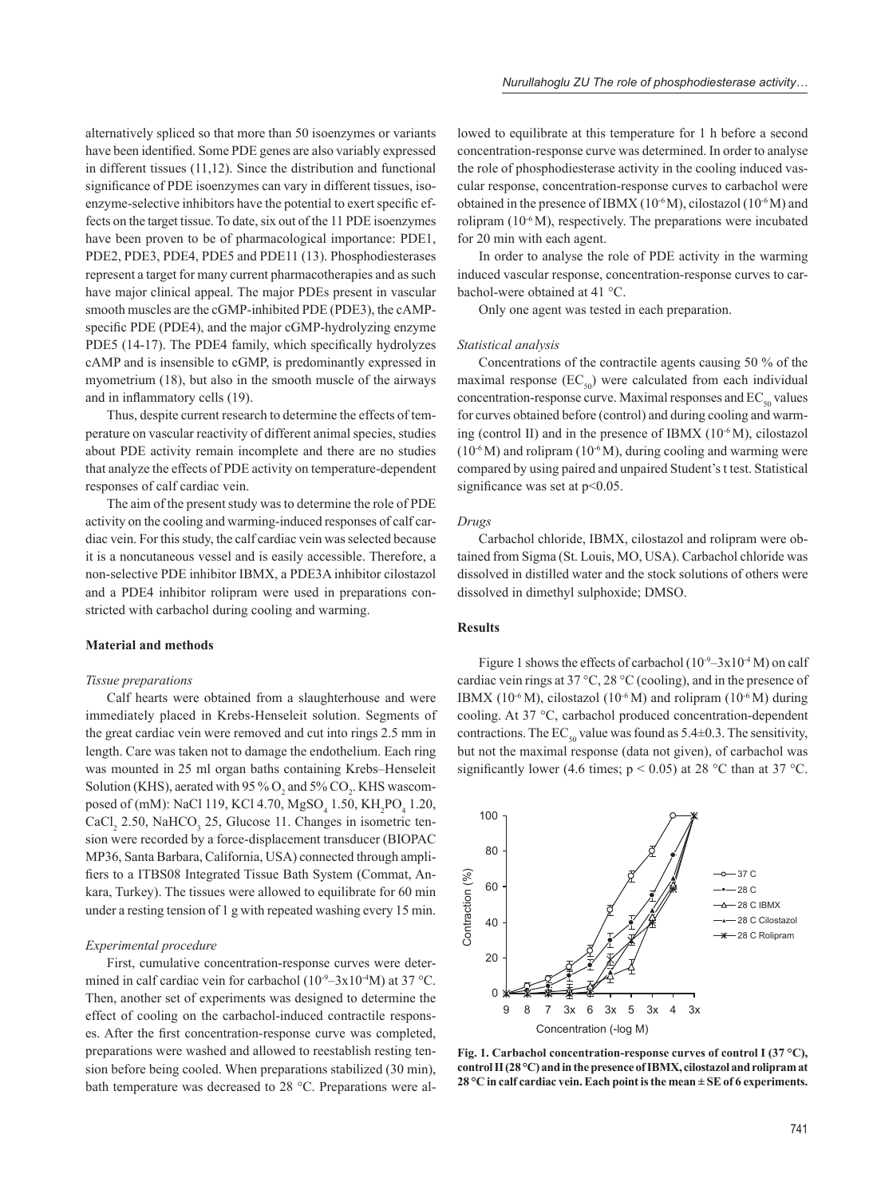alternatively spliced so that more than 50 isoenzymes or variants have been identified. Some PDE genes are also variably expressed in different tissues (11,12). Since the distribution and functional significance of PDE isoenzymes can vary in different tissues, isoenzyme-selective inhibitors have the potential to exert specific effects on the target tissue. To date, six out of the 11 PDE isoenzymes have been proven to be of pharmacological importance: PDE1, PDE2, PDE3, PDE4, PDE5 and PDE11 (13). Phosphodiesterases represent a target for many current pharmacotherapies and as such have major clinical appeal. The major PDEs present in vascular smooth muscles are the cGMP-inhibited PDE (PDE3), the cAMP-specific PDE (PDE4), and the major cGMP-hydrolyzing enzyme PDE5 (14-17). The PDE4 family, which specifically hydrolyzes cAMP and is insensible to cGMP, is predominantly expressed in myometrium (18), but also in the smooth muscle of the airways and in inflammatory cells (19).

Thus, despite current research to determine the effects of temperature on vascular reactivity of different animal species, studies about PDE activity remain incomplete and there are no studies that analyze the effects of PDE activity on temperature-dependent responses of calf cardiac vein.

The aim of the present study was to determine the role of PDE activity on the cooling and warming-induced responses of calf cardiac vein. For this study, the calf cardiac vein was selected because it is a noncutaneous vessel and is easily accessible. Therefore, a non-selective PDE inhibitor IBMX, a PDE3A inhibitor cilostazol and a PDE4 inhibitor rolipram were used in preparations constricted with carbachol during cooling and warming.

## Material and methods

### *Tissue preparations*

Calf hearts were obtained from a slaughterhouse and were immediately placed in Krebs-Henseleit solution. Segments of the great cardiac vein were removed and cut into rings 2.5 mm in length. Care was taken not to damage the endothelium. Each ring was mounted in 25 ml organ baths containing Krebs–Henseleit Solution (KHS), aerated with 95 % $O_2$ and 5% $CO_2$. KHS wascomposed of (mM): NaCl 119, KCl 4.70, $MgSO_4$ 1.50, $KH_2PO_4$ 1.20, $CaCl_2$ 2.50, $NaHCO_3$ 25, Glucose 11. Changes in isometric tension were recorded by a force-displacement transducer (BIOPAC MP36, Santa Barbara, California, USA) connected through amplifiers to a ITBS08 Integrated Tissue Bath System (Commat, Ankara, Turkey). The tissues were allowed to equilibrate for 60 min under a resting tension of 1 g with repeated washing every 15 min.

### *Experimental procedure*

First, cumulative concentration-response curves were determined in calf cardiac vein for carbachol ($10^{-9}$–$3x10^{-4}$M) at 37 °C. Then, another set of experiments was designed to determine the effect of cooling on the carbachol-induced contractile responses. After the first concentration-response curve was completed, preparations were washed and allowed to reestablish resting tension before being cooled. When preparations stabilized (30 min), bath temperature was decreased to 28 °C. Preparations were allowed to equilibrate at this temperature for 1 h before a second concentration-response curve was determined. In order to analyse the role of phosphodiesterase activity in the cooling induced vascular response, concentration-response curves to carbachol were obtained in the presence of IBMX ($10^{-6}$ M), cilostazol ($10^{-6}$ M) and rolipram ($10^{-6}$ M), respectively. The preparations were incubated for 20 min with each agent.

In order to analyse the role of PDE activity in the warming induced vascular response, concentration-response curves to carbachol-were obtained at 41 °C.

Only one agent was tested in each preparation.

### *Statistical analysis*

Concentrations of the contractile agents causing 50 % of the maximal response ($EC_{50}$) were calculated from each individual concentration-response curve. Maximal responses and $EC_{50}$ values for curves obtained before (control) and during cooling and warming (control II) and in the presence of IBMX ($10^{-6}$ M), cilostazol ($10^{-6}$ M) and rolipram ($10^{-6}$ M), during cooling and warming were compared by using paired and unpaired Student's t test. Statistical significance was set at $p<0.05$.

### *Drugs*

Carbachol chloride, IBMX, cilostazol and rolipram were obtained from Sigma (St. Louis, MO, USA). Carbachol chloride was dissolved in distilled water and the stock solutions of others were dissolved in dimethyl sulphoxide; DMSO.

## Results

Figure 1 shows the effects of carbachol ($10^{-9}$–$3x10^{-4}$ M) on calf cardiac vein rings at 37 °C, 28 °C (cooling), and in the presence of IBMX ($10^{-6}$ M), cilostazol ($10^{-6}$ M) and rolipram ($10^{-6}$ M) during cooling. At 37 °C, carbachol produced concentration-dependent contractions. The $EC_{50}$ value was found as 5.4±0.3. The sensitivity, but not the maximal response (data not given), of carbachol was significantly lower (4.6 times; $p < 0.05$) at 28 °C than at 37 °C.

**Fig. 1. Carbachol concentration-response curves of control I (37 °C), control II (28 °C) and in the presence of IBMX, cilostazol and rolipram at 28 °C in calf cardiac vein. Each point is the mean ± SE of 6 experiments.**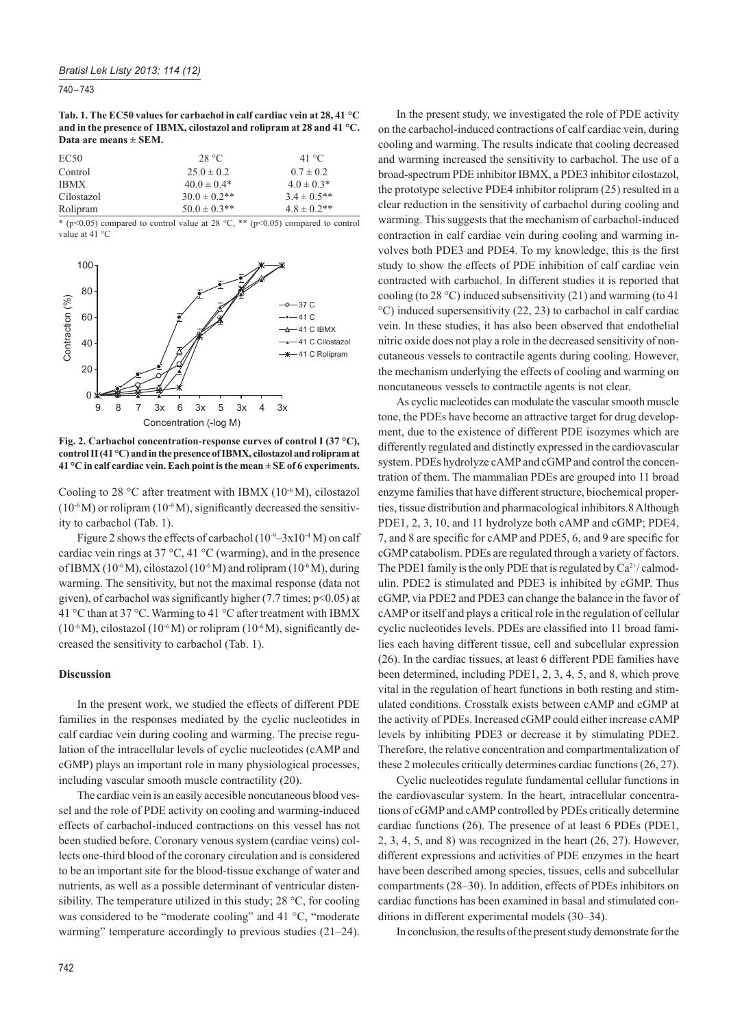**Tab. 1. The EC50 values for carbachol in calf cardiac vein at 28, 41 °C and in the presence of IBMX, cilostazol and rolipram at 28 and 41 °C. Data are means ± SEM.**

| EC50 | 28 °C | 41 °C |
|---|---|---|
| Control | 25.0 ± 0.2 | 0.7 ± 0.2 |
| IBMX | 40.0 ± 0.4* | 4.0 ± 0.3* |
| Cilostazol | 30.0 ± 0.2** | 3.4 ± 0.5** |
| Rolipram | 50.0 ± 0.3** | 4.8 ± 0.2** |

* ($p<0.05$) compared to control value at 28 °C, ** ($p<0.05$) compared to control value at 41 °C

**Fig. 2. Carbachol concentration-response curves of control I (37 °C), control II (41 °C) and in the presence of IBMX, cilostazol and rolipram at 41 °C in calf cardiac vein. Each point is the mean ± SE of 6 experiments.**

Cooling to 28 °C after treatment with IBMX ($10^{-6}$ M), cilostazol ($10^{-6}$ M) or rolipram ($10^{-6}$ M), significantly decreased the sensitivity to carbachol (Tab. 1).

Figure 2 shows the effects of carbachol ($10^{-9}$–$3x10^{-4}$ M) on calf cardiac vein rings at 37 °C, 41 °C (warming), and in the presence of IBMX ($10^{-6}$ M), cilostazol ($10^{-6}$ M) and rolipram ($10^{-6}$ M), during warming. The sensitivity, but not the maximal response (data not given), of carbachol was significantly higher (7.7 times; $p<0.05$) at 41 °C than at 37 °C. Warming to 41 °C after treatment with IBMX ($10^{-6}$ M), cilostazol ($10^{-6}$ M) or rolipram ($10^{-6}$ M), significantly decreased the sensitivity to carbachol (Tab. 1).

## Discussion

In the present work, we studied the effects of different PDE families in the responses mediated by the cyclic nucleotides in calf cardiac vein during cooling and warming. The precise regulation of the intracellular levels of cyclic nucleotides (cAMP and cGMP) plays an important role in many physiological processes, including vascular smooth muscle contractility (20).

The cardiac vein is an easily accesible noncutaneous blood vessel and the role of PDE activity on cooling and warming-induced effects of carbachol-induced contractions on this vessel has not been studied before. Coronary venous system (cardiac veins) collects one-third blood of the coronary circulation and is considered to be an important site for the blood-tissue exchange of water and nutrients, as well as a possible determinant of ventricular distensibility. The temperature utilized in this study; 28 °C, for cooling was considered to be "moderate cooling" and 41 °C, "moderate warming" temperature accordingly to previous studies (21–24).

In the present study, we investigated the role of PDE activity on the carbachol-induced contractions of calf cardiac vein, during cooling and warming. The results indicate that cooling decreased and warming increased the sensitivity to carbachol. The use of a broad-spectrum PDE inhibitor IBMX, a PDE3 inhibitor cilostazol, the prototype selective PDE4 inhibitor rolipram (25) resulted in a clear reduction in the sensitivity of carbachol during cooling and warming. This suggests that the mechanism of carbachol-induced contraction in calf cardiac vein during cooling and warming involves both PDE3 and PDE4. To my knowledge, this is the first study to show the effects of PDE inhibition of calf cardiac vein contracted with carbachol. In different studies it is reported that cooling (to 28 °C) induced subsensitivity (21) and warming (to 41 °C) induced supersensitivity (22, 23) to carbachol in calf cardiac vein. In these studies, it has also been observed that endothelial nitric oxide does not play a role in the decreased sensitivity of noncutaneous vessels to contractile agents during cooling. However, the mechanism underlying the effects of cooling and warming on noncutaneous vessels to contractile agents is not clear.

As cyclic nucleotides can modulate the vascular smooth muscle tone, the PDEs have become an attractive target for drug development, due to the existence of different PDE isozymes which are differently regulated and distinctly expressed in the cardiovascular system. PDEs hydrolyze cAMP and cGMP and control the concentration of them. The mammalian PDEs are grouped into 11 broad enzyme families that have different structure, biochemical properties, tissue distribution and pharmacological inhibitors.8 Although PDE1, 2, 3, 10, and 11 hydrolyze both cAMP and cGMP; PDE4, 7, and 8 are specific for cAMP and PDE5, 6, and 9 are specific for cGMP catabolism. PDEs are regulated through a variety of factors. The PDE1 family is the only PDE that is regulated by $Ca^{2+}$/ calmodulin. PDE2 is stimulated and PDE3 is inhibited by cGMP. Thus cGMP, via PDE2 and PDE3 can change the balance in the favor of cAMP or itself and plays a critical role in the regulation of cellular cyclic nucleotides levels. PDEs are classified into 11 broad families each having different tissue, cell and subcellular expression (26). In the cardiac tissues, at least 6 different PDE families have been determined, including PDE1, 2, 3, 4, 5, and 8, which prove vital in the regulation of heart functions in both resting and stimulated conditions. Crosstalk exists between cAMP and cGMP at the activity of PDEs. Increased cGMP could either increase cAMP levels by inhibiting PDE3 or decrease it by stimulating PDE2. Therefore, the relative concentration and compartmentalization of these 2 molecules critically determines cardiac functions (26, 27).

Cyclic nucleotides regulate fundamental cellular functions in the cardiovascular system. In the heart, intracellular concentrations of cGMP and cAMP controlled by PDEs critically determine cardiac functions (26). The presence of at least 6 PDEs (PDE1, 2, 3, 4, 5, and 8) was recognized in the heart (26, 27). However, different expressions and activities of PDE enzymes in the heart have been described among species, tissues, cells and subcellular compartments (28–30). In addition, effects of PDEs inhibitors on cardiac functions has been examined in basal and stimulated conditions in different experimental models (30–34).

In conclusion, the results of the present study demonstrate for the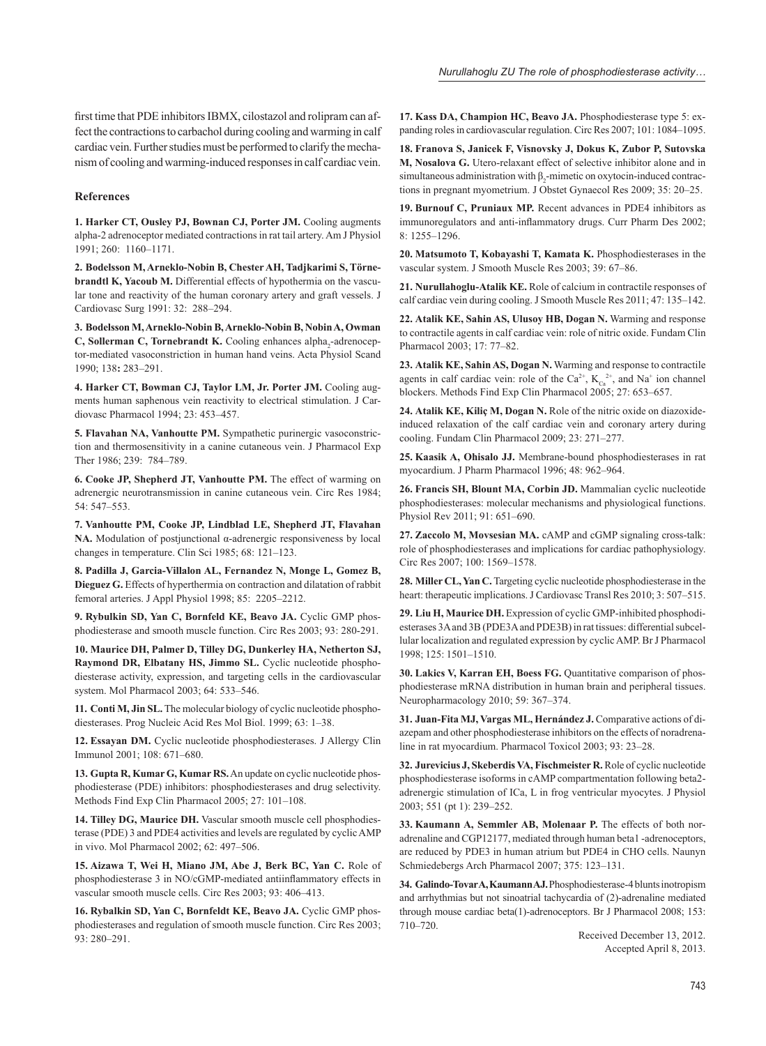first time that PDE inhibitors IBMX, cilostazol and rolipram can affect the contractions to carbachol during cooling and warming in calf cardiac vein. Further studies must be performed to clarify the mechanism of cooling and warming-induced responses in calf cardiac vein.

## References

**1. Harker CT, Ousley PJ, Bownan CJ, Porter JM.** Cooling augments alpha-2 adrenoceptor mediated contractions in rat tail artery. Am J Physiol 1991; 260: 1160–1171.

**2. Bodelsson M, Arneklo-Nobin B, Chester AH, Tadjkarimi S, Törnebrandtl K, Yacoub M.** Differential effects of hypothermia on the vascular tone and reactivity of the human coronary artery and graft vessels. J Cardiovasc Surg 1991: 32: 288–294.

**3. Bodelsson M, Arneklo-Nobin B, Arneklo-Nobin B, Nobin A, Owman C, Sollerman C, Tornebrandt K.** Cooling enhances alpha$_2$-adrenoceptor-mediated vasoconstriction in human hand veins. Acta Physiol Scand 1990; 138**:** 283–291.

**4. Harker CT, Bowman CJ, Taylor LM, Jr. Porter JM.** Cooling augments human saphenous vein reactivity to electrical stimulation. J Cardiovasc Pharmacol 1994; 23: 453–457.

**5. Flavahan NA, Vanhoutte PM.** Sympathetic purinergic vasoconstriction and thermosensitivity in a canine cutaneous vein. J Pharmacol Exp Ther 1986; 239: 784–789.

**6. Cooke JP, Shepherd JT, Vanhoutte PM.** The effect of warming on adrenergic neurotransmission in canine cutaneous vein. Circ Res 1984; 54: 547–553.

**7. Vanhoutte PM, Cooke JP, Lindblad LE, Shepherd JT, Flavahan NA.** Modulation of postjunctional α-adrenergic responsiveness by local changes in temperature. Clin Sci 1985; 68: 121–123.

**8. Padilla J, Garcia-Villalon AL, Fernandez N, Monge L, Gomez B, Dieguez G.** Effects of hyperthermia on contraction and dilatation of rabbit femoral arteries. J Appl Physiol 1998; 85: 2205–2212.

**9. Rybulkin SD, Yan C, Bornfeld KE, Beavo JA.** Cyclic GMP phosphodiesterase and smooth muscle function. Circ Res 2003; 93: 280-291.

**10. Maurice DH, Palmer D, Tilley DG, Dunkerley HA, Netherton SJ, Raymond DR, Elbatany HS, Jimmo SL.** Cyclic nucleotide phosphodiesterase activity, expression, and targeting cells in the cardiovascular system. Mol Pharmacol 2003; 64: 533–546.

**11. Conti M, Jin SL.** The molecular biology of cyclic nucleotide phosphodiesterases. Prog Nucleic Acid Res Mol Biol. 1999; 63: 1–38.

**12. Essayan DM.** Cyclic nucleotide phosphodiesterases. J Allergy Clin Immunol 2001; 108: 671–680.

**13. Gupta R, Kumar G, Kumar RS.** An update on cyclic nucleotide phosphodiesterase (PDE) inhibitors: phosphodiesterases and drug selectivity. Methods Find Exp Clin Pharmacol 2005; 27: 101–108.

**14. Tilley DG, Maurice DH.** Vascular smooth muscle cell phosphodiesterase (PDE) 3 and PDE4 activities and levels are regulated by cyclic AMP in vivo. Mol Pharmacol 2002; 62: 497–506.

**15. Aizawa T, Wei H, Miano JM, Abe J, Berk BC, Yan C.** Role of phosphodiesterase 3 in NO/cGMP-mediated antiinflammatory effects in vascular smooth muscle cells. Circ Res 2003; 93: 406–413.

**16. Rybalkin SD, Yan C, Bornfeldt KE, Beavo JA.** Cyclic GMP phosphodiesterases and regulation of smooth muscle function. Circ Res 2003; 93: 280–291.

**17. Kass DA, Champion HC, Beavo JA.** Phosphodiesterase type 5: expanding roles in cardiovascular regulation. Circ Res 2007; 101: 1084–1095.

**18. Franova S, Janicek F, Visnovsky J, Dokus K, Zubor P, Sutovska M, Nosalova G.** Utero-relaxant effect of selective inhibitor alone and in simultaneous administration with $\beta_2$-mimetic on oxytocin-induced contractions in pregnant myometrium. J Obstet Gynaecol Res 2009; 35: 20–25.

**19. Burnouf C, Pruniaux MP.** Recent advances in PDE4 inhibitors as immunoregulators and anti-inflammatory drugs. Curr Pharm Des 2002; 8: 1255–1296.

**20. Matsumoto T, Kobayashi T, Kamata K.** Phosphodiesterases in the vascular system. J Smooth Muscle Res 2003; 39: 67–86.

**21. Nurullahoglu-Atalik KE.** Role of calcium in contractile responses of calf cardiac vein during cooling. J Smooth Muscle Res 2011; 47: 135–142.

**22. Atalik KE, Sahin AS, Ulusoy HB, Dogan N.** Warming and response to contractile agents in calf cardiac vein: role of nitric oxide. Fundam Clin Pharmacol 2003; 17: 77–82.

**23. Atalik KE, Sahin AS, Dogan N.** Warming and response to contractile agents in calf cardiac vein: role of the $Ca^{2+}$, $K_{Ca}^{2+}$, and $Na^{+}$ ion channel blockers. Methods Find Exp Clin Pharmacol 2005; 27: 653–657.

**24. Atalik KE, Kiliç M, Dogan N.** Role of the nitric oxide on diazoxide-induced relaxation of the calf cardiac vein and coronary artery during cooling. Fundam Clin Pharmacol 2009; 23: 271–277.

**25. Kaasik A, Ohisalo JJ.** Membrane-bound phosphodiesterases in rat myocardium. J Pharm Pharmacol 1996; 48: 962–964.

**26. Francis SH, Blount MA, Corbin JD.** Mammalian cyclic nucleotide phosphodiesterases: molecular mechanisms and physiological functions. Physiol Rev 2011; 91: 651–690.

**27. Zaccolo M, Movsesian MA.** cAMP and cGMP signaling cross-talk: role of phosphodiesterases and implications for cardiac pathophysiology. Circ Res 2007; 100: 1569–1578.

**28. Miller CL, Yan C.** Targeting cyclic nucleotide phosphodiesterase in the heart: therapeutic implications. J Cardiovasc Transl Res 2010; 3: 507–515.

**29. Liu H, Maurice DH.** Expression of cyclic GMP-inhibited phosphodiesterases 3A and 3B (PDE3A and PDE3B) in rat tissues: differential subcellular localization and regulated expression by cyclic AMP. Br J Pharmacol 1998; 125: 1501–1510.

**30. Lakics V, Karran EH, Boess FG.** Quantitative comparison of phosphodiesterase mRNA distribution in human brain and peripheral tissues. Neuropharmacology 2010; 59: 367–374.

**31. Juan-Fita MJ, Vargas ML, Hernández J.** Comparative actions of diazepam and other phosphodiesterase inhibitors on the effects of noradrenaline in rat myocardium. Pharmacol Toxicol 2003; 93: 23–28.

**32. Jurevicius J, Skeberdis VA, Fischmeister R.** Role of cyclic nucleotide phosphodiesterase isoforms in cAMP compartmentation following beta2-adrenergic stimulation of ICa, L in frog ventricular myocytes. J Physiol 2003; 551 (pt 1): 239–252.

**33. Kaumann A, Semmler AB, Molenaar P.** The effects of both noradrenaline and CGP12177, mediated through human beta1 -adrenoceptors, are reduced by PDE3 in human atrium but PDE4 in CHO cells. Naunyn Schmiedebergs Arch Pharmacol 2007; 375: 123–131.

**34. Galindo-Tovar A, Kaumann AJ.** Phosphodiesterase-4 blunts inotropism and arrhythmias but not sinoatrial tachycardia of (2)-adrenaline mediated through mouse cardiac beta(1)-adrenoceptors. Br J Pharmacol 2008; 153: 710–720.

Received December 13, 2012.
Accepted April 8, 2013.